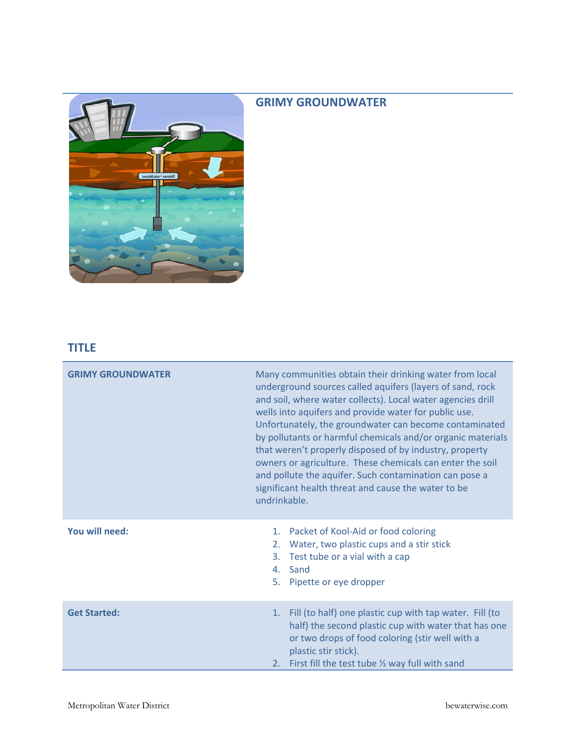## GRIMY GROUNDWATER

## TITLE

| GRIMY GROUNDWATER | Many communities obtain their drinking water from local underground sources called aquifers (layers of sand, rock and soil, where water collects). Local water agencies drill wells into aquifers and provide water for public use. Unfortunately, the groundwater can become contaminated by pollutants or harmful chemicals and/or organic materials that weren't properly disposed of by industry, property owners or agriculture. These chemicals can enter the soil and pollute the aquifer. Such contamination can pose a significant health threat and cause the water to be undrinkable. |
|---|---|
| **You will need:** | 1. Packet of Kool-Aid or food coloring<br>2. Water, two plastic cups and a stir stick<br>3. Test tube or a vial with a cap<br>4. Sand<br>5. Pipette or eye dropper |
| **Get Started:** | 1. Fill (to half) one plastic cup with tap water. Fill (to half) the second plastic cup with water that has one or two drops of food coloring (stir well with a plastic stir stick).<br>2. First fill the test tube ½ way full with sand |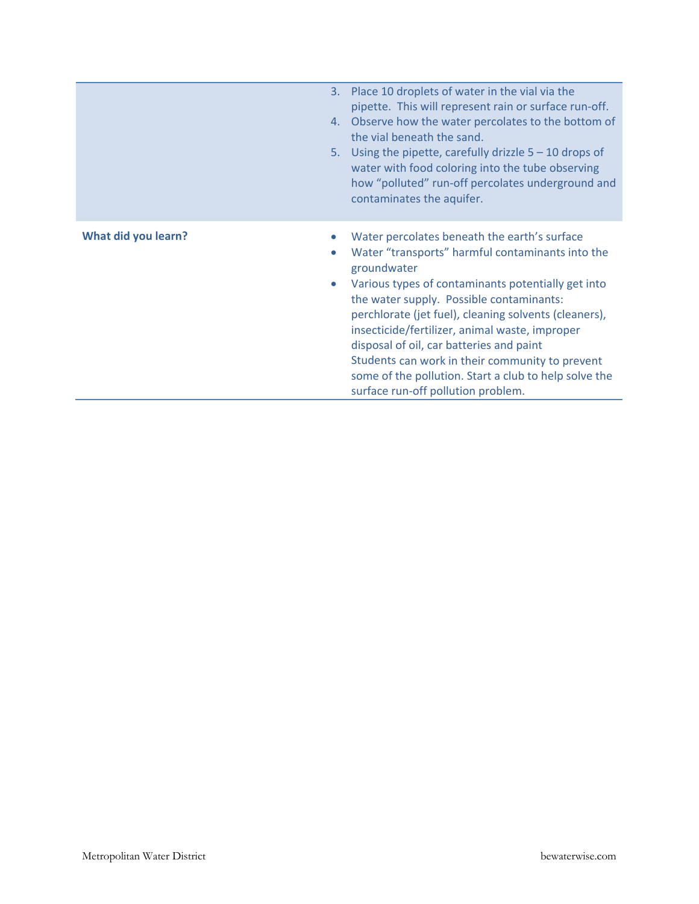| | |
|---|---|
| | 3. Place 10 droplets of water in the vial via the pipette. This will represent rain or surface run-off.<br>4. Observe how the water percolates to the bottom of the vial beneath the sand.<br>5. Using the pipette, carefully drizzle 5 – 10 drops of water with food coloring into the tube observing how "polluted" run-off percolates underground and contaminates the aquifer. |
| **What did you learn?** | • Water percolates beneath the earth's surface<br>• Water "transports" harmful contaminants into the groundwater<br>• Various types of contaminants potentially get into the water supply. Possible contaminants: perchlorate (jet fuel), cleaning solvents (cleaners), insecticide/fertilizer, animal waste, improper disposal of oil, car batteries and paint<br>Students can work in their community to prevent some of the pollution. Start a club to help solve the surface run-off pollution problem. |